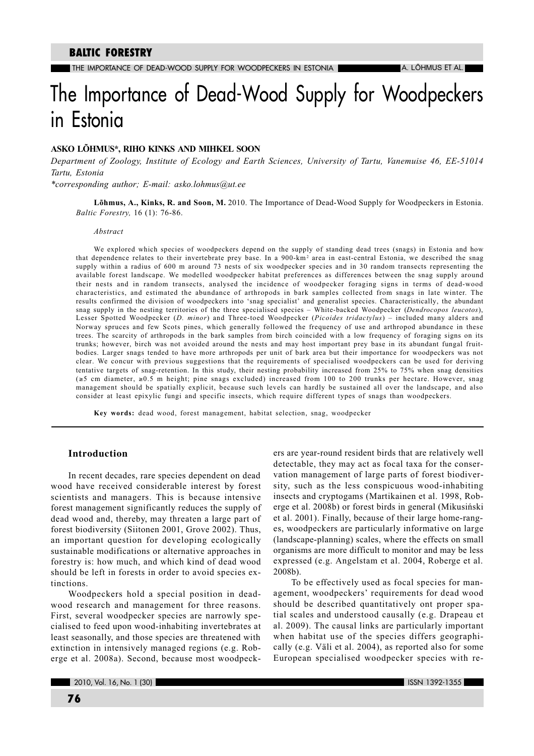# The Importance of Dead-Wood Supply for Woodpeckers in Estonia

**ASKO LÕHMUS*, RIHO KINKS AND MIHKEL SOON**

*Department of Zoology, Institute of Ecology and Earth Sciences, University of Tartu, Vanemuise 46, EE-51014 Tartu, Estonia*

*\*corresponding author; E-mail: asko.lohmus@ut.ee*

**Lõhmus, A., Kinks, R. and Soon, M.** 2010. The Importance of Dead-Wood Supply for Woodpeckers in Estonia. *Baltic Forestry,* 16 (1): 76-86.

*Abstract*

We explored which species of woodpeckers depend on the supply of standing dead trees (snags) in Estonia and how that dependence relates to their invertebrate prey base. In a 900-km$^2$ area in east-central Estonia, we described the snag supply within a radius of 600 m around 73 nests of six woodpecker species and in 30 random transects representing the available forest landscape. We modelled woodpecker habitat preferences as differences between the snag supply around their nests and in random transects, analysed the incidence of woodpecker foraging signs in terms of dead-wood characteristics, and estimated the abundance of arthropods in bark samples collected from snags in late winter. The results confirmed the division of woodpeckers into 'snag specialist' and generalist species. Characteristically, the abundant snag supply in the nesting territories of the three specialised species – White-backed Woodpecker (*Dendrocopos leucotos*), Lesser Spotted Woodpecker (*D. minor*) and Three-toed Woodpecker (*Picoides tridactylus*) – included many alders and Norway spruces and few Scots pines, which generally followed the frequency of use and arthropod abundance in these trees. The scarcity of arthropods in the bark samples from birch coincided with a low frequency of foraging signs on its trunks; however, birch was not avoided around the nests and may host important prey base in its abundant fungal fruit-bodies. Larger snags tended to have more arthropods per unit of bark area but their importance for woodpeckers was not clear. We concur with previous suggestions that the requirements of specialised woodpeckers can be used for deriving tentative targets of snag-retention. In this study, their nesting probability increased from 25% to 75% when snag densities (≥5 cm diameter, ≥0.5 m height; pine snags excluded) increased from 100 to 200 trunks per hectare. However, snag management should be spatially explicit, because such levels can hardly be sustained all over the landscape, and also consider at least epixylic fungi and specific insects, which require different types of snags than woodpeckers.

**Key words:** dead wood, forest management, habitat selection, snag, woodpecker

## Introduction

In recent decades, rare species dependent on dead wood have received considerable interest by forest scientists and managers. This is because intensive forest management significantly reduces the supply of dead wood and, thereby, may threaten a large part of forest biodiversity (Siitonen 2001, Grove 2002). Thus, an important question for developing ecologically sustainable modifications or alternative approaches in forestry is: how much, and which kind of dead wood should be left in forests in order to avoid species extinctions.

Woodpeckers hold a special position in dead-wood research and management for three reasons. First, several woodpecker species are narrowly specialised to feed upon wood-inhabiting invertebrates at least seasonally, and those species are threatened with extinction in intensively managed regions (e.g. Roberge et al. 2008a). Second, because most woodpeckers are year-round resident birds that are relatively well detectable, they may act as focal taxa for the conservation management of large parts of forest biodiversity, such as the less conspicuous wood-inhabiting insects and cryptogams (Martikainen et al. 1998, Roberge et al. 2008b) or forest birds in general (Mikusiński et al. 2001). Finally, because of their large home-ranges, woodpeckers are particularly informative on large (landscape-planning) scales, where the effects on small organisms are more difficult to monitor and may be less expressed (e.g. Angelstam et al. 2004, Roberge et al. 2008b).

To be effectively used as focal species for management, woodpeckers' requirements for dead wood should be described quantitatively ont proper spatial scales and understood causally (e.g. Drapeau et al. 2009). The causal links are particularly important when habitat use of the species differs geographically (e.g. Väli et al. 2004), as reported also for some European specialised woodpecker species with re-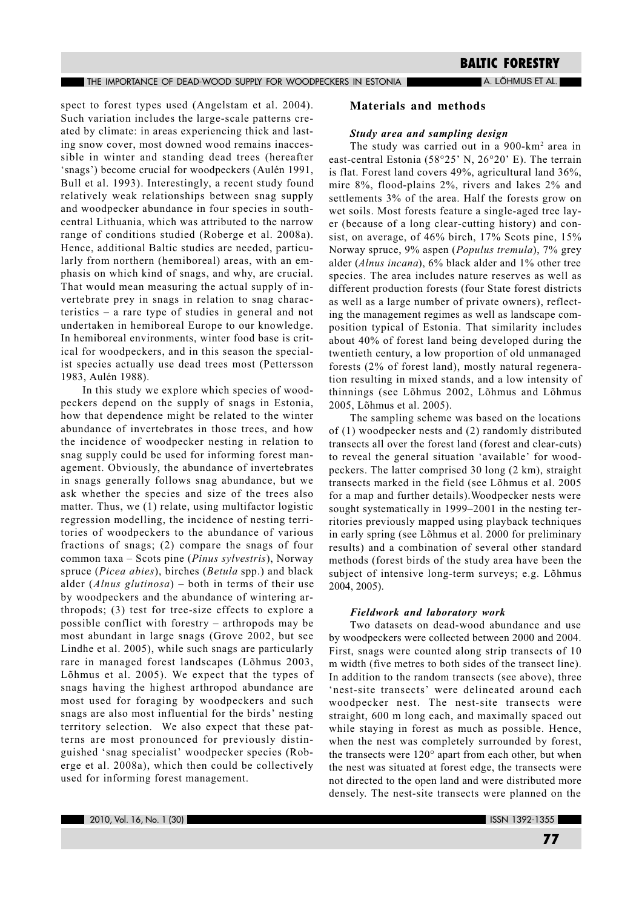spect to forest types used (Angelstam et al. 2004). Such variation includes the large-scale patterns created by climate: in areas experiencing thick and lasting snow cover, most downed wood remains inaccessible in winter and standing dead trees (hereafter 'snags') become crucial for woodpeckers (Aulén 1991, Bull et al. 1993). Interestingly, a recent study found relatively weak relationships between snag supply and woodpecker abundance in four species in south-central Lithuania, which was attributed to the narrow range of conditions studied (Roberge et al. 2008a). Hence, additional Baltic studies are needed, particularly from northern (hemiboreal) areas, with an emphasis on which kind of snags, and why, are crucial. That would mean measuring the actual supply of invertebrate prey in snags in relation to snag characteristics – a rare type of studies in general and not undertaken in hemiboreal Europe to our knowledge. In hemiboreal environments, winter food base is critical for woodpeckers, and in this season the specialist species actually use dead trees most (Pettersson 1983, Aulén 1988).

In this study we explore which species of woodpeckers depend on the supply of snags in Estonia, how that dependence might be related to the winter abundance of invertebrates in those trees, and how the incidence of woodpecker nesting in relation to snag supply could be used for informing forest management. Obviously, the abundance of invertebrates in snags generally follows snag abundance, but we ask whether the species and size of the trees also matter. Thus, we (1) relate, using multifactor logistic regression modelling, the incidence of nesting territories of woodpeckers to the abundance of various fractions of snags; (2) compare the snags of four common taxa – Scots pine (*Pinus sylvestris*), Norway spruce (*Picea abies*), birches (*Betula* spp.) and black alder (*Alnus glutinosa*) – both in terms of their use by woodpeckers and the abundance of wintering arthropods; (3) test for tree-size effects to explore a possible conflict with forestry – arthropods may be most abundant in large snags (Grove 2002, but see Lindhe et al. 2005), while such snags are particularly rare in managed forest landscapes (Lõhmus 2003, Lõhmus et al. 2005). We expect that the types of snags having the highest arthropod abundance are most used for foraging by woodpeckers and such snags are also most influential for the birds' nesting territory selection. We also expect that these patterns are most pronounced for previously distinguished 'snag specialist' woodpecker species (Roberge et al. 2008a), which then could be collectively used for informing forest management.

## Materials and methods

### *Study area and sampling design*

The study was carried out in a 900-km$^2$ area in east-central Estonia (58°25' N, 26°20' E). The terrain is flat. Forest land covers 49%, agricultural land 36%, mire 8%, flood-plains 2%, rivers and lakes 2% and settlements 3% of the area. Half the forests grow on wet soils. Most forests feature a single-aged tree layer (because of a long clear-cutting history) and consist, on average, of 46% birch, 17% Scots pine, 15% Norway spruce, 9% aspen (*Populus tremula*), 7% grey alder (*Alnus incana*), 6% black alder and 1% other tree species. The area includes nature reserves as well as different production forests (four State forest districts as well as a large number of private owners), reflecting the management regimes as well as landscape composition typical of Estonia. That similarity includes about 40% of forest land being developed during the twentieth century, a low proportion of old unmanaged forests (2% of forest land), mostly natural regeneration resulting in mixed stands, and a low intensity of thinnings (see Lõhmus 2002, Lõhmus and Lõhmus 2005, Lõhmus et al. 2005).

The sampling scheme was based on the locations of (1) woodpecker nests and (2) randomly distributed transects all over the forest land (forest and clear-cuts) to reveal the general situation 'available' for woodpeckers. The latter comprised 30 long (2 km), straight transects marked in the field (see Lõhmus et al. 2005 for a map and further details). Woodpecker nests were sought systematically in 1999–2001 in the nesting territories previously mapped using playback techniques in early spring (see Lõhmus et al. 2000 for preliminary results) and a combination of several other standard methods (forest birds of the study area have been the subject of intensive long-term surveys; e.g. Lõhmus 2004, 2005).

### *Fieldwork and laboratory work*

Two datasets on dead-wood abundance and use by woodpeckers were collected between 2000 and 2004. First, snags were counted along strip transects of 10 m width (five metres to both sides of the transect line). In addition to the random transects (see above), three 'nest-site transects' were delineated around each woodpecker nest. The nest-site transects were straight, 600 m long each, and maximally spaced out while staying in forest as much as possible. Hence, when the nest was completely surrounded by forest, the transects were 120° apart from each other, but when the nest was situated at forest edge, the transects were not directed to the open land and were distributed more densely. The nest-site transects were planned on the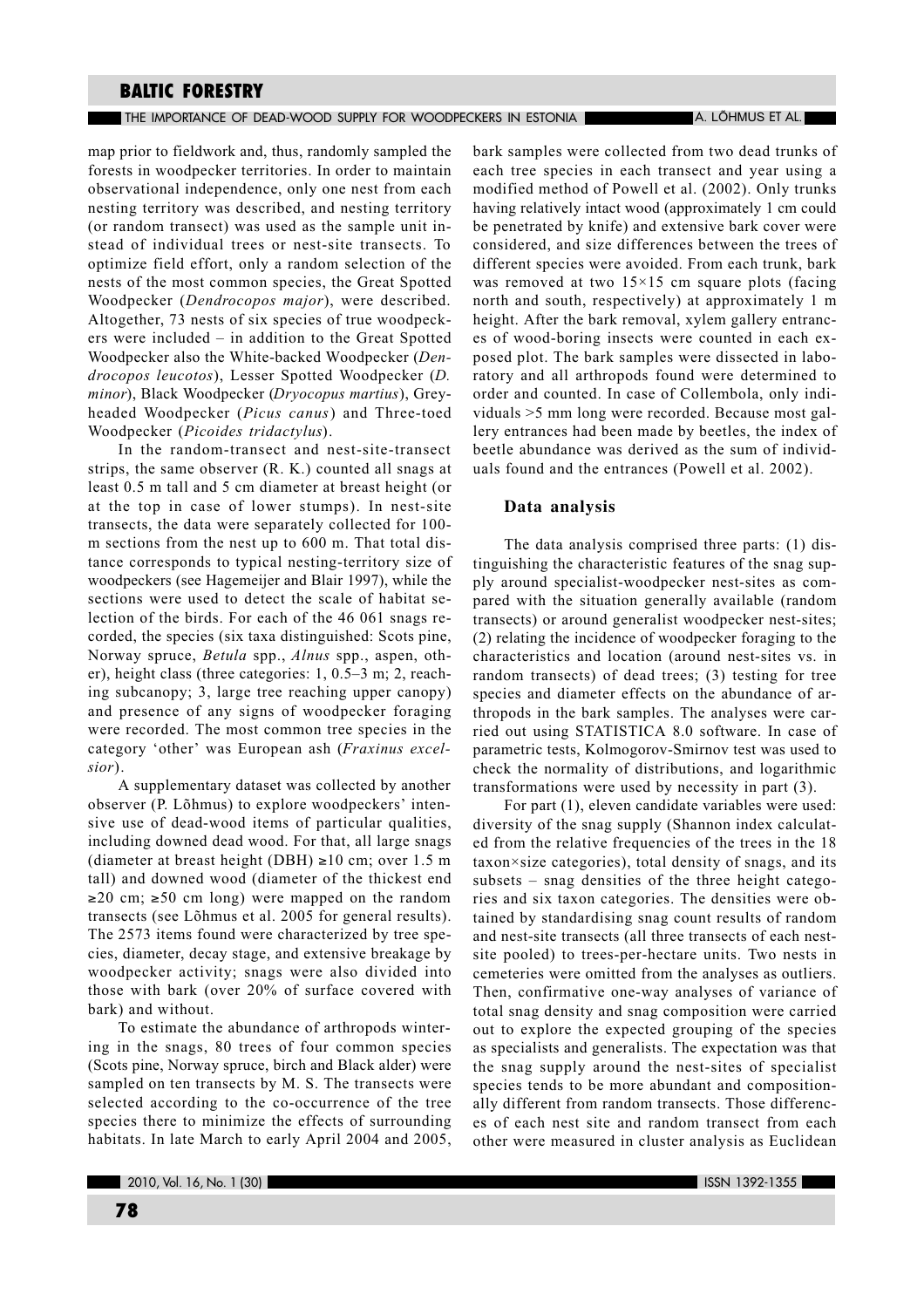map prior to fieldwork and, thus, randomly sampled the forests in woodpecker territories. In order to maintain observational independence, only one nest from each nesting territory was described, and nesting territory (or random transect) was used as the sample unit instead of individual trees or nest-site transects. To optimize field effort, only a random selection of the nests of the most common species, the Great Spotted Woodpecker (*Dendrocopos major*), were described. Altogether, 73 nests of six species of true woodpeckers were included – in addition to the Great Spotted Woodpecker also the White-backed Woodpecker (*Dendrocopos leucotos*), Lesser Spotted Woodpecker (*D. minor*), Black Woodpecker (*Dryocopus martius*), Grey-headed Woodpecker (*Picus canus*) and Three-toed Woodpecker (*Picoides tridactylus*).

In the random-transect and nest-site-transect strips, the same observer (R. K.) counted all snags at least 0.5 m tall and 5 cm diameter at breast height (or at the top in case of lower stumps). In nest-site transects, the data were separately collected for 100-m sections from the nest up to 600 m. That total distance corresponds to typical nesting-territory size of woodpeckers (see Hagemeijer and Blair 1997), while the sections were used to detect the scale of habitat selection of the birds. For each of the 46 061 snags recorded, the species (six taxa distinguished: Scots pine, Norway spruce, *Betula* spp., *Alnus* spp., aspen, other), height class (three categories: 1, 0.5–3 m; 2, reaching subcanopy; 3, large tree reaching upper canopy) and presence of any signs of woodpecker foraging were recorded. The most common tree species in the category 'other' was European ash (*Fraxinus excelsior*).

A supplementary dataset was collected by another observer (P. Lõhmus) to explore woodpeckers' intensive use of dead-wood items of particular qualities, including downed dead wood. For that, all large snags (diameter at breast height (DBH) ≥10 cm; over 1.5 m tall) and downed wood (diameter of the thickest end ≥20 cm; ≥50 cm long) were mapped on the random transects (see Lõhmus et al. 2005 for general results). The 2573 items found were characterized by tree species, diameter, decay stage, and extensive breakage by woodpecker activity; snags were also divided into those with bark (over 20% of surface covered with bark) and without.

To estimate the abundance of arthropods wintering in the snags, 80 trees of four common species (Scots pine, Norway spruce, birch and Black alder) were sampled on ten transects by M. S. The transects were selected according to the co-occurrence of the tree species there to minimize the effects of surrounding habitats. In late March to early April 2004 and 2005, bark samples were collected from two dead trunks of each tree species in each transect and year using a modified method of Powell et al. (2002). Only trunks having relatively intact wood (approximately 1 cm could be penetrated by knife) and extensive bark cover were considered, and size differences between the trees of different species were avoided. From each trunk, bark was removed at two 15×15 cm square plots (facing north and south, respectively) at approximately 1 m height. After the bark removal, xylem gallery entrances of wood-boring insects were counted in each exposed plot. The bark samples were dissected in laboratory and all arthropods found were determined to order and counted. In case of Collembola, only individuals >5 mm long were recorded. Because most gallery entrances had been made by beetles, the index of beetle abundance was derived as the sum of individuals found and the entrances (Powell et al. 2002).

### Data analysis

The data analysis comprised three parts: (1) distinguishing the characteristic features of the snag supply around specialist-woodpecker nest-sites as compared with the situation generally available (random transects) or around generalist woodpecker nest-sites; (2) relating the incidence of woodpecker foraging to the characteristics and location (around nest-sites vs. in random transects) of dead trees; (3) testing for tree species and diameter effects on the abundance of arthropods in the bark samples. The analyses were carried out using STATISTICA 8.0 software. In case of parametric tests, Kolmogorov-Smirnov test was used to check the normality of distributions, and logarithmic transformations were used by necessity in part (3).

For part (1), eleven candidate variables were used: diversity of the snag supply (Shannon index calculated from the relative frequencies of the trees in the 18 taxon×size categories), total density of snags, and its subsets – snag densities of the three height categories and six taxon categories. The densities were obtained by standardising snag count results of random and nest-site transects (all three transects of each nest-site pooled) to trees-per-hectare units. Two nests in cemeteries were omitted from the analyses as outliers. Then, confirmative one-way analyses of variance of total snag density and snag composition were carried out to explore the expected grouping of the species as specialists and generalists. The expectation was that the snag supply around the nest-sites of specialist species tends to be more abundant and compositionally different from random transects. Those differences of each nest site and random transect from each other were measured in cluster analysis as Euclidean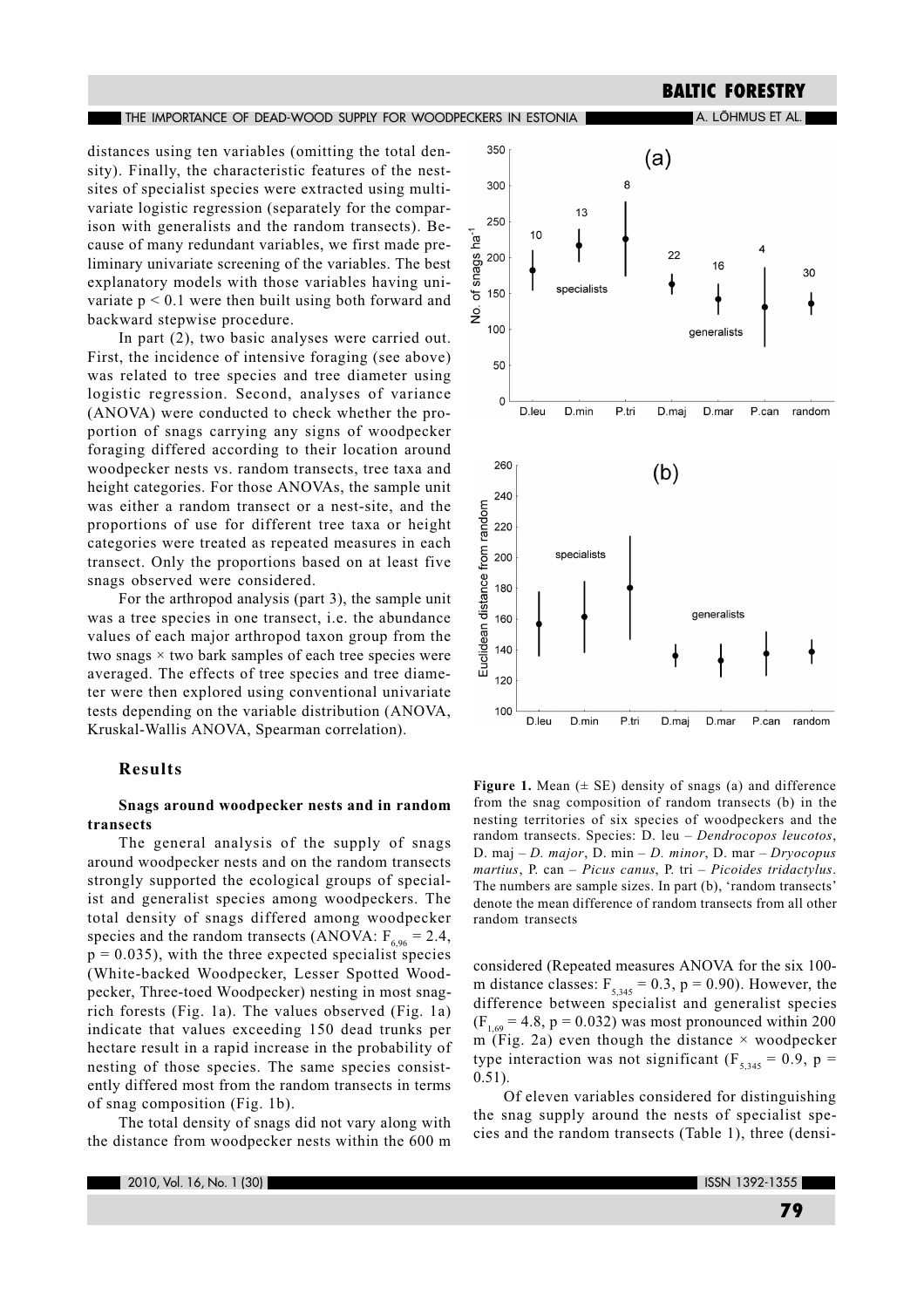distances using ten variables (omitting the total density). Finally, the characteristic features of the nest-sites of specialist species were extracted using multivariate logistic regression (separately for the comparison with generalists and the random transects). Because of many redundant variables, we first made preliminary univariate screening of the variables. The best explanatory models with those variables having univariate $p < 0.1$ were then built using both forward and backward stepwise procedure.

In part (2), two basic analyses were carried out. First, the incidence of intensive foraging (see above) was related to tree species and tree diameter using logistic regression. Second, analyses of variance (ANOVA) were conducted to check whether the proportion of snags carrying any signs of woodpecker foraging differed according to their location around woodpecker nests vs. random transects, tree taxa and height categories. For those ANOVAs, the sample unit was either a random transect or a nest-site, and the proportions of use for different tree taxa or height categories were treated as repeated measures in each transect. Only the proportions based on at least five snags observed were considered.

For the arthropod analysis (part 3), the sample unit was a tree species in one transect, i.e. the abundance values of each major arthropod taxon group from the two snags × two bark samples of each tree species were averaged. The effects of tree species and tree diameter were then explored using conventional univariate tests depending on the variable distribution (ANOVA, Kruskal-Wallis ANOVA, Spearman correlation).

## Results

### Snags around woodpecker nests and in random transects

The general analysis of the supply of snags around woodpecker nests and on the random transects strongly supported the ecological groups of specialist and generalist species among woodpeckers. The total density of snags differed among woodpecker species and the random transects (ANOVA: $F_{6,96} = 2.4$, $p = 0.035$), with the three expected specialist species (White-backed Woodpecker, Lesser Spotted Woodpecker, Three-toed Woodpecker) nesting in most snag-rich forests (Fig. 1a). The values observed (Fig. 1a) indicate that values exceeding 150 dead trunks per hectare result in a rapid increase in the probability of nesting of those species. The same species consistently differed most from the random transects in terms of snag composition (Fig. 1b).

The total density of snags did not vary along with the distance from woodpecker nests within the 600 m considered (Repeated measures ANOVA for the six 100-m distance classes: $F_{5,345} = 0.3$, $p = 0.90$). However, the difference between specialist and generalist species ($F_{1,69} = 4.8$, $p = 0.032$) was most pronounced within 200 m (Fig. 2a) even though the distance × woodpecker type interaction was not significant ($F_{5,345} = 0.9$, $p = 0.51$).

Of eleven variables considered for distinguishing the snag supply around the nests of specialist species and the random transects (Table 1), three (densi-

**Figure 1.** Mean (± SE) density of snags (a) and difference from the snag composition of random transects (b) in the nesting territories of six species of woodpeckers and the random transects. Species: D. leu – *Dendrocopos leucotos*, D. maj – *D. major*, D. min – *D. minor*, D. mar – *Dryocopus martius*, P. can – *Picus canus*, P. tri – *Picoides tridactylus*. The numbers are sample sizes. In part (b), 'random transects' denote the mean difference of random transects from all other random transects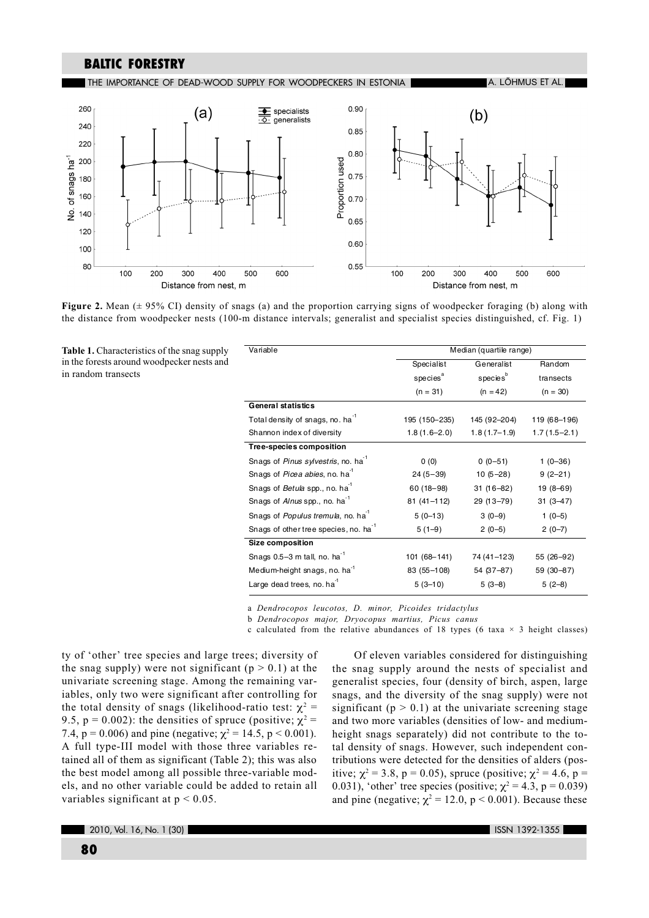**Figure 2.** Mean (± 95% CI) density of snags (a) and the proportion carrying signs of woodpecker foraging (b) along with the distance from woodpecker nests (100-m distance intervals; generalist and specialist species distinguished, cf. Fig. 1)

**Table 1.** Characteristics of the snag supply in the forests around woodpecker nests and in random transects

| Variable | Median (quartile range) | | |
|---|---|---|---|
| | Specialist species[a] (n = 31) | Generalist species[b] (n = 42) | Random transects (n = 30) |
| **General statistics** | | | |
| Total density of snags, no. $ha^{-1}$ | 195 (150–235) | 145 (92–204) | 119 (68–196) |
| Shannon index of diversity | 1.8 (1.6–2.0) | 1.8 (1.7–1.9) | 1.7 (1.5–2.1) |
| **Tree-species composition** | | | |
| Snags of *Pinus sylvestris*, no. $ha^{-1}$ | 0 (0) | 0 (0–51) | 1 (0–36) |
| Snags of *Picea abies*, no. $ha^{-1}$ | 24 (5–39) | 10 (5–28) | 9 (2–21) |
| Snags of *Betula* spp., no. $ha^{-1}$ | 60 (18–98) | 31 (16–82) | 19 (8–69) |
| Snags of *Alnus* spp., no. $ha^{-1}$ | 81 (41–112) | 29 (13–79) | 31 (3–47) |
| Snags of *Populus tremula*, no. $ha^{-1}$ | 5 (0–13) | 3 (0–9) | 1 (0–5) |
| Snags of other tree species, no. $ha^{-1}$ | 5 (1–9) | 2 (0–5) | 2 (0–7) |
| **Size composition** | | | |
| Snags 0.5–3 m tall, no. $ha^{-1}$ | 101 (68–141) | 74 (41–123) | 55 (26–92) |
| Medium-height snags, no. $ha^{-1}$ | 83 (55–108) | 54 (37–87) | 59 (30–87) |
| Large dead trees, no. $ha^{-1}$ | 5 (3–10) | 5 (3–8) | 5 (2–8) |

a *Dendrocopos leucotos, D. minor, Picoides tridactylus*

b *Dendrocopos major, Dryocopus martius, Picus canus*

c calculated from the relative abundances of 18 types (6 taxa × 3 height classes)

ty of 'other' tree species and large trees; diversity of the snag supply) were not significant ($p > 0.1$) at the univariate screening stage. Among the remaining variables, only two were significant after controlling for the total density of snags (likelihood-ratio test: $\chi^2 = 9.5$, $p = 0.002$): the densities of spruce (positive; $\chi^2 = 7.4$, $p = 0.006$) and pine (negative; $\chi^2 = 14.5$, $p < 0.001$). A full type-III model with those three variables retained all of them as significant (Table 2); this was also the best model among all possible three-variable models, and no other variable could be added to retain all variables significant at $p < 0.05$.

Of eleven variables considered for distinguishing the snag supply around the nests of specialist and generalist species, four (density of birch, aspen, large snags, and the diversity of the snag supply) were not significant ($p > 0.1$) at the univariate screening stage and two more variables (densities of low- and medium-height snags separately) did not contribute to the total density of snags. However, such independent contributions were detected for the densities of alders (positive; $\chi^2 = 3.8$, $p = 0.05$), spruce (positive; $\chi^2 = 4.6$, $p = 0.031$), 'other' tree species (positive; $\chi^2 = 4.3$, $p = 0.039$) and pine (negative; $\chi^2 = 12.0$, $p < 0.001$). Because these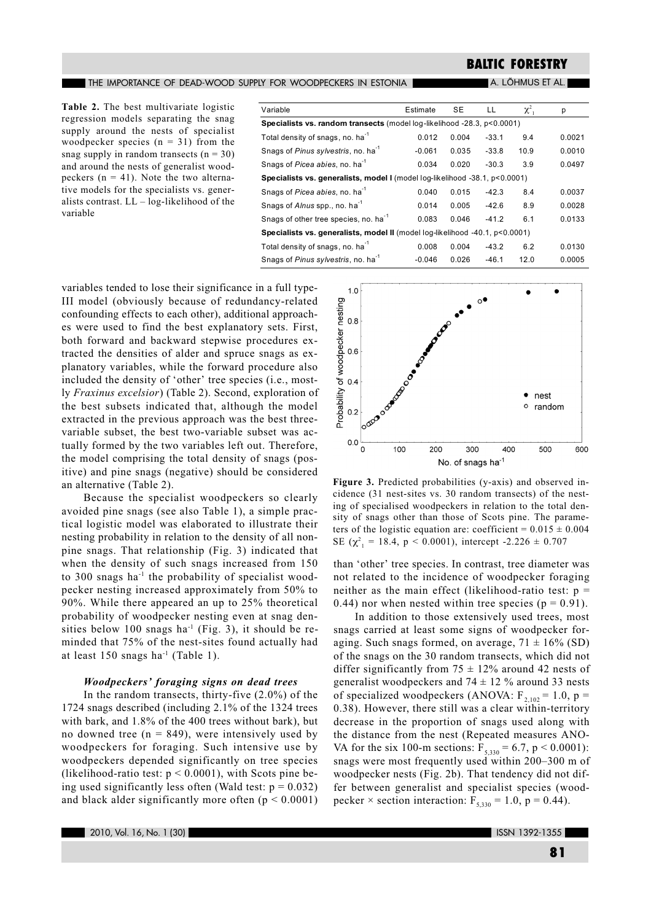**Table 2.** The best multivariate logistic regression models separating the snag supply around the nests of specialist woodpecker species (n = 31) from the snag supply in random transects (n = 30) and around the nests of generalist woodpeckers (n = 41). Note the two alternative models for the specialists vs. generalists contrast. LL – log-likelihood of the variable

| Variable | Estimate | SE | LL | $\chi^2_1$ | p |
|---|---|---|---|---|---|
| **Specialists vs. random transects** (model log-likelihood -28.3, p<0.0001) | | | | | |
| Total density of snags, no. $ha^{-1}$ | 0.012 | 0.004 | -33.1 | 9.4 | 0.0021 |
| Snags of *Pinus sylvestris*, no. $ha^{-1}$ | -0.061 | 0.035 | -33.8 | 10.9 | 0.0010 |
| Snags of *Picea abies*, no. $ha^{-1}$ | 0.034 | 0.020 | -30.3 | 3.9 | 0.0497 |
| **Specialists vs. generalists, model I** (model log-likelihood -38.1, p<0.0001) | | | | | |
| Snags of *Picea abies*, no. $ha^{-1}$ | 0.040 | 0.015 | -42.3 | 8.4 | 0.0037 |
| Snags of *Alnus* spp., no. $ha^{-1}$ | 0.014 | 0.005 | -42.6 | 8.9 | 0.0028 |
| Snags of other tree species, no. $ha^{-1}$ | 0.083 | 0.046 | -41.2 | 6.1 | 0.0133 |
| **Specialists vs. generalists, model II** (model log-likelihood -40.1, p<0.0001) | | | | | |
| Total density of snags, no. $ha^{-1}$ | 0.008 | 0.004 | -43.2 | 6.2 | 0.0130 |
| Snags of *Pinus sylvestris*, no. $ha^{-1}$ | -0.046 | 0.026 | -46.1 | 12.0 | 0.0005 |

variables tended to lose their significance in a full type-III model (obviously because of redundancy-related confounding effects to each other), additional approaches were used to find the best explanatory sets. First, both forward and backward stepwise procedures extracted the densities of alder and spruce snags as explanatory variables, while the forward procedure also included the density of 'other' tree species (i.e., mostly *Fraxinus excelsior*) (Table 2). Second, exploration of the best subsets indicated that, although the model extracted in the previous approach was the best three-variable subset, the best two-variable subset was actually formed by the two variables left out. Therefore, the model comprising the total density of snags (positive) and pine snags (negative) should be considered an alternative (Table 2).

Because the specialist woodpeckers so clearly avoided pine snags (see also Table 1), a simple practical logistic model was elaborated to illustrate their nesting probability in relation to the density of all non-pine snags. That relationship (Fig. 3) indicated that when the density of such snags increased from 150 to 300 snags $ha^{-1}$ the probability of specialist woodpecker nesting increased approximately from 50% to 90%. While there appeared an up to 25% theoretical probability of woodpecker nesting even at snag densities below 100 snags $ha^{-1}$ (Fig. 3), it should be reminded that 75% of the nest-sites found actually had at least 150 snags $ha^{-1}$ (Table 1).

**Figure 3.** Predicted probabilities (y-axis) and observed incidence (31 nest-sites vs. 30 random transects) of the nesting of specialised woodpeckers in relation to the total density of snags other than those of Scots pine. The parameters of the logistic equation are: coefficient = 0.015 ± 0.004 SE ($\chi^2_1$ = 18.4, p < 0.0001), intercept -2.226 ± 0.707

### *Woodpeckers' foraging signs on dead trees*

In the random transects, thirty-five (2.0%) of the 1724 snags described (including 2.1% of the 1324 trees with bark, and 1.8% of the 400 trees without bark), but no downed tree (n = 849), were intensively used by woodpeckers for foraging. Such intensive use by woodpeckers depended significantly on tree species (likelihood-ratio test: $p < 0.0001$), with Scots pine being used significantly less often (Wald test: $p = 0.032$) and black alder significantly more often ($p < 0.0001$) than 'other' tree species. In contrast, tree diameter was not related to the incidence of woodpecker foraging neither as the main effect (likelihood-ratio test: $p = 0.44$) nor when nested within tree species ($p = 0.91$).

In addition to those extensively used trees, most snags carried at least some signs of woodpecker foraging. Such snags formed, on average, 71 ± 16% (SD) of the snags on the 30 random transects, which did not differ significantly from 75 ± 12% around 42 nests of generalist woodpeckers and 74 ± 12 % around 33 nests of specialized woodpeckers (ANOVA: $F_{2,102} = 1.0$, $p = 0.38$). However, there still was a clear within-territory decrease in the proportion of snags used along with the distance from the nest (Repeated measures ANOVA for the six 100-m sections: $F_{5,330} = 6.7$, $p < 0.0001$): snags were most frequently used within 200–300 m of woodpecker nests (Fig. 2b). That tendency did not differ between generalist and specialist species (woodpecker × section interaction: $F_{5,330} = 1.0$, $p = 0.44$).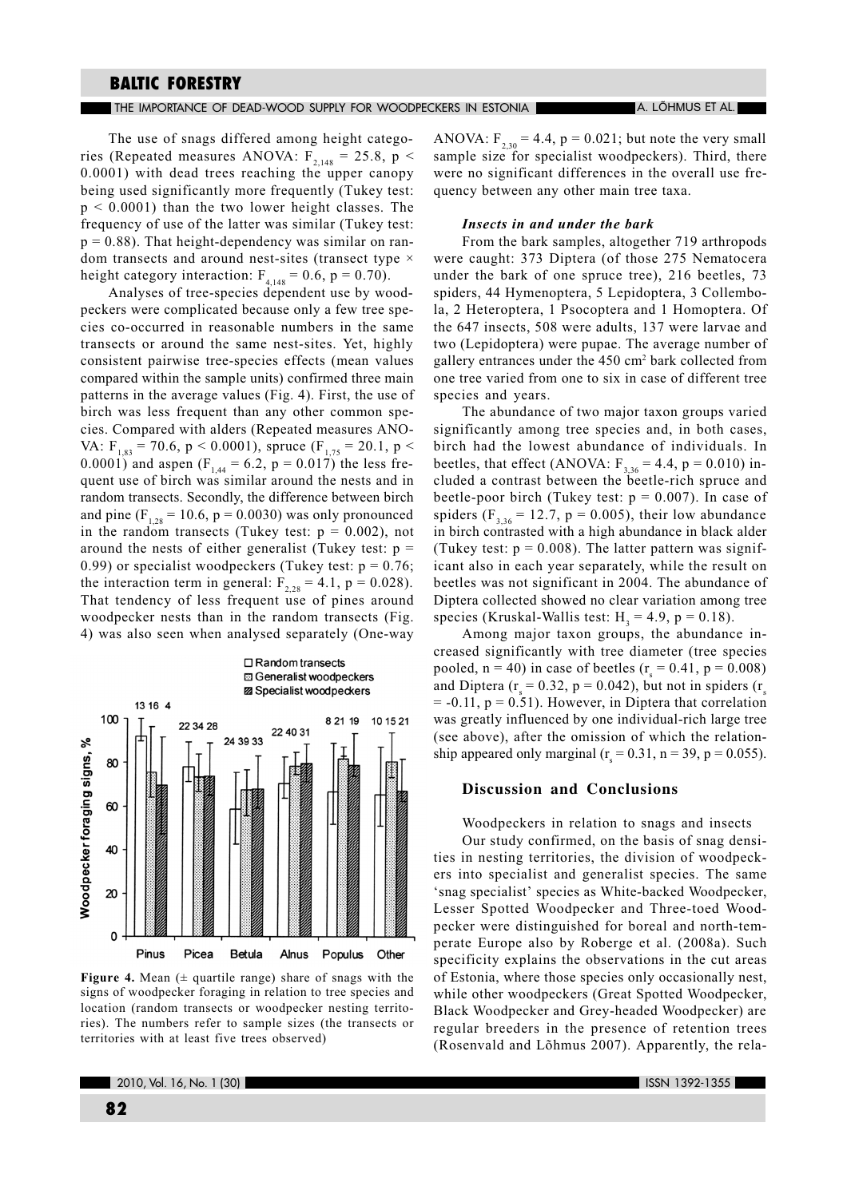The use of snags differed among height categories (Repeated measures ANOVA: $F_{2,148} = 25.8$, $p < 0.0001$) with dead trees reaching the upper canopy being used significantly more frequently (Tukey test: $p < 0.0001$) than the two lower height classes. The frequency of use of the latter was similar (Tukey test: $p = 0.88$). That height-dependency was similar on random transects and around nest-sites (transect type × height category interaction: $F_{4,148} = 0.6$, $p = 0.70$).

Analyses of tree-species dependent use by woodpeckers were complicated because only a few tree species co-occurred in reasonable numbers in the same transects or around the same nest-sites. Yet, highly consistent pairwise tree-species effects (mean values compared within the sample units) confirmed three main patterns in the average values (Fig. 4). First, the use of birch was less frequent than any other common species. Compared with alders (Repeated measures ANOVA: $F_{1,83} = 70.6$, $p < 0.0001$), spruce ($F_{1,75} = 20.1$, $p < 0.0001$) and aspen ($F_{1,44} = 6.2$, $p = 0.017$) the less frequent use of birch was similar around the nests and in random transects. Secondly, the difference between birch and pine ($F_{1,28} = 10.6$, $p = 0.0030$) was only pronounced in the random transects (Tukey test: $p = 0.002$), not around the nests of either generalist (Tukey test: $p = 0.99$) or specialist woodpeckers (Tukey test: $p = 0.76$; the interaction term in general: $F_{2,28} = 4.1$, $p = 0.028$). That tendency of less frequent use of pines around woodpecker nests than in the random transects (Fig. 4) was also seen when analysed separately (One-way ANOVA: $F_{2,30} = 4.4$, $p = 0.021$; but note the very small sample size for specialist woodpeckers). Third, there were no significant differences in the overall use frequency between any other main tree taxa.

**Figure 4.** Mean (± quartile range) share of snags with the signs of woodpecker foraging in relation to tree species and location (random transects or woodpecker nesting territories). The numbers refer to sample sizes (the transects or territories with at least five trees observed)

### *Insects in and under the bark*

From the bark samples, altogether 719 arthropods were caught: 373 Diptera (of those 275 Nematocera under the bark of one spruce tree), 216 beetles, 73 spiders, 44 Hymenoptera, 5 Lepidoptera, 3 Collembola, 2 Heteroptera, 1 Psocoptera and 1 Homoptera. Of the 647 insects, 508 were adults, 137 were larvae and two (Lepidoptera) were pupae. The average number of gallery entrances under the 450 $cm^2$ bark collected from one tree varied from one to six in case of different tree species and years.

The abundance of two major taxon groups varied significantly among tree species and, in both cases, birch had the lowest abundance of individuals. In beetles, that effect (ANOVA: $F_{3,36} = 4.4$, $p = 0.010$) included a contrast between the beetle-rich spruce and beetle-poor birch (Tukey test: $p = 0.007$). In case of spiders ($F_{3,36} = 12.7$, $p = 0.005$), their low abundance in birch contrasted with a high abundance in black alder (Tukey test: $p = 0.008$). The latter pattern was significant also in each year separately, while the result on beetles was not significant in 2004. The abundance of Diptera collected showed no clear variation among tree species (Kruskal-Wallis test: $H_3 = 4.9$, $p = 0.18$).

Among major taxon groups, the abundance increased significantly with tree diameter (tree species pooled, $n = 40$) in case of beetles ($r_s = 0.41$, $p = 0.008$) and Diptera ($r_s = 0.32$, $p = 0.042$), but not in spiders ($r_s = -0.11$, $p = 0.51$). However, in Diptera that correlation was greatly influenced by one individual-rich large tree (see above), after the omission of which the relationship appeared only marginal ($r_s = 0.31$, $n = 39$, $p = 0.055$).

## Discussion and Conclusions

Woodpeckers in relation to snags and insects

Our study confirmed, on the basis of snag densities in nesting territories, the division of woodpeckers into specialist and generalist species. The same 'snag specialist' species as White-backed Woodpecker, Lesser Spotted Woodpecker and Three-toed Woodpecker were distinguished for boreal and north-temperate Europe also by Roberge et al. (2008a). Such specificity explains the observations in the cut areas of Estonia, where those species only occasionally nest, while other woodpeckers (Great Spotted Woodpecker, Black Woodpecker and Grey-headed Woodpecker) are regular breeders in the presence of retention trees (Rosenvald and Lõhmus 2007). Apparently, the rela-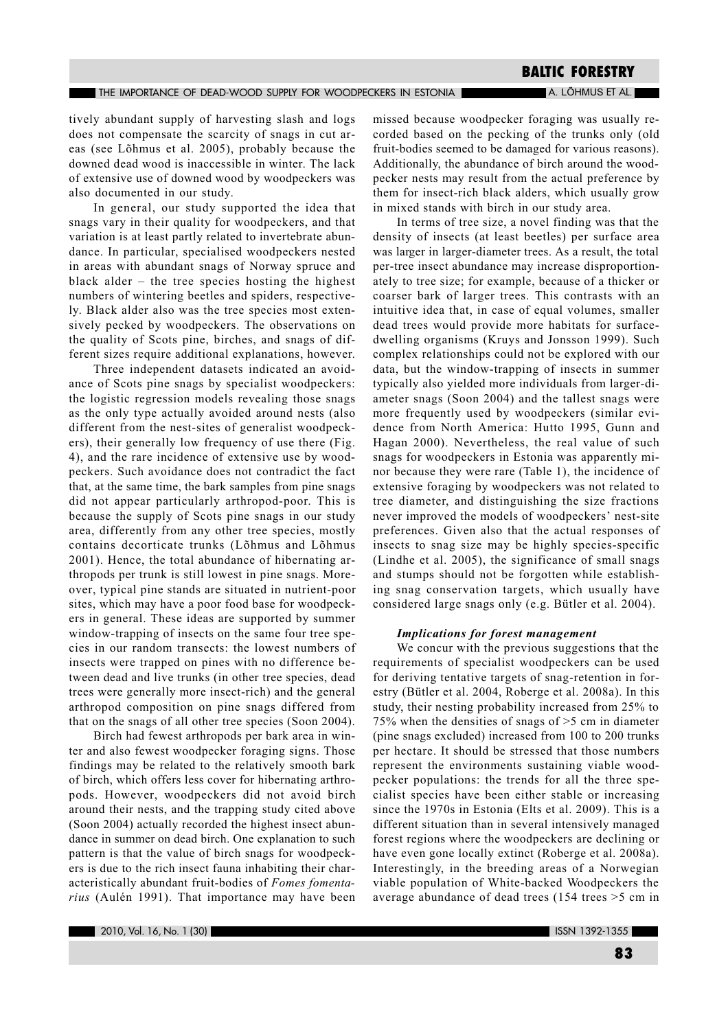tively abundant supply of harvesting slash and logs does not compensate the scarcity of snags in cut areas (see Lõhmus et al. 2005), probably because the downed dead wood is inaccessible in winter. The lack of extensive use of downed wood by woodpeckers was also documented in our study.

In general, our study supported the idea that snags vary in their quality for woodpeckers, and that variation is at least partly related to invertebrate abundance. In particular, specialised woodpeckers nested in areas with abundant snags of Norway spruce and black alder – the tree species hosting the highest numbers of wintering beetles and spiders, respectively. Black alder also was the tree species most extensively pecked by woodpeckers. The observations on the quality of Scots pine, birches, and snags of different sizes require additional explanations, however.

Three independent datasets indicated an avoidance of Scots pine snags by specialist woodpeckers: the logistic regression models revealing those snags as the only type actually avoided around nests (also different from the nest-sites of generalist woodpeckers), their generally low frequency of use there (Fig. 4), and the rare incidence of extensive use by woodpeckers. Such avoidance does not contradict the fact that, at the same time, the bark samples from pine snags did not appear particularly arthropod-poor. This is because the supply of Scots pine snags in our study area, differently from any other tree species, mostly contains decorticate trunks (Lõhmus and Lõhmus 2001). Hence, the total abundance of hibernating arthropods per trunk is still lowest in pine snags. Moreover, typical pine stands are situated in nutrient-poor sites, which may have a poor food base for woodpeckers in general. These ideas are supported by summer window-trapping of insects on the same four tree species in our random transects: the lowest numbers of insects were trapped on pines with no difference between dead and live trunks (in other tree species, dead trees were generally more insect-rich) and the general arthropod composition on pine snags differed from that on the snags of all other tree species (Soon 2004).

Birch had fewest arthropods per bark area in winter and also fewest woodpecker foraging signs. Those findings may be related to the relatively smooth bark of birch, which offers less cover for hibernating arthropods. However, woodpeckers did not avoid birch around their nests, and the trapping study cited above (Soon 2004) actually recorded the highest insect abundance in summer on dead birch. One explanation to such pattern is that the value of birch snags for woodpeckers is due to the rich insect fauna inhabiting their characteristically abundant fruit-bodies of *Fomes fomentarius* (Aulén 1991). That importance may have been missed because woodpecker foraging was usually recorded based on the pecking of the trunks only (old fruit-bodies seemed to be damaged for various reasons). Additionally, the abundance of birch around the woodpecker nests may result from the actual preference by them for insect-rich black alders, which usually grow in mixed stands with birch in our study area.

In terms of tree size, a novel finding was that the density of insects (at least beetles) per surface area was larger in larger-diameter trees. As a result, the total per-tree insect abundance may increase disproportionately to tree size; for example, because of a thicker or coarser bark of larger trees. This contrasts with an intuitive idea that, in case of equal volumes, smaller dead trees would provide more habitats for surface-dwelling organisms (Kruys and Jonsson 1999). Such complex relationships could not be explored with our data, but the window-trapping of insects in summer typically also yielded more individuals from larger-diameter snags (Soon 2004) and the tallest snags were more frequently used by woodpeckers (similar evidence from North America: Hutto 1995, Gunn and Hagan 2000). Nevertheless, the real value of such snags for woodpeckers in Estonia was apparently minor because they were rare (Table 1), the incidence of extensive foraging by woodpeckers was not related to tree diameter, and distinguishing the size fractions never improved the models of woodpeckers' nest-site preferences. Given also that the actual responses of insects to snag size may be highly species-specific (Lindhe et al. 2005), the significance of small snags and stumps should not be forgotten while establishing snag conservation targets, which usually have considered large snags only (e.g. Bütler et al. 2004).

### *Implications for forest management*

We concur with the previous suggestions that the requirements of specialist woodpeckers can be used for deriving tentative targets of snag-retention in forestry (Bütler et al. 2004, Roberge et al. 2008a). In this study, their nesting probability increased from 25% to 75% when the densities of snags of >5 cm in diameter (pine snags excluded) increased from 100 to 200 trunks per hectare. It should be stressed that those numbers represent the environments sustaining viable woodpecker populations: the trends for all the three specialist species have been either stable or increasing since the 1970s in Estonia (Elts et al. 2009). This is a different situation than in several intensively managed forest regions where the woodpeckers are declining or have even gone locally extinct (Roberge et al. 2008a). Interestingly, in the breeding areas of a Norwegian viable population of White-backed Woodpeckers the average abundance of dead trees (154 trees >5 cm in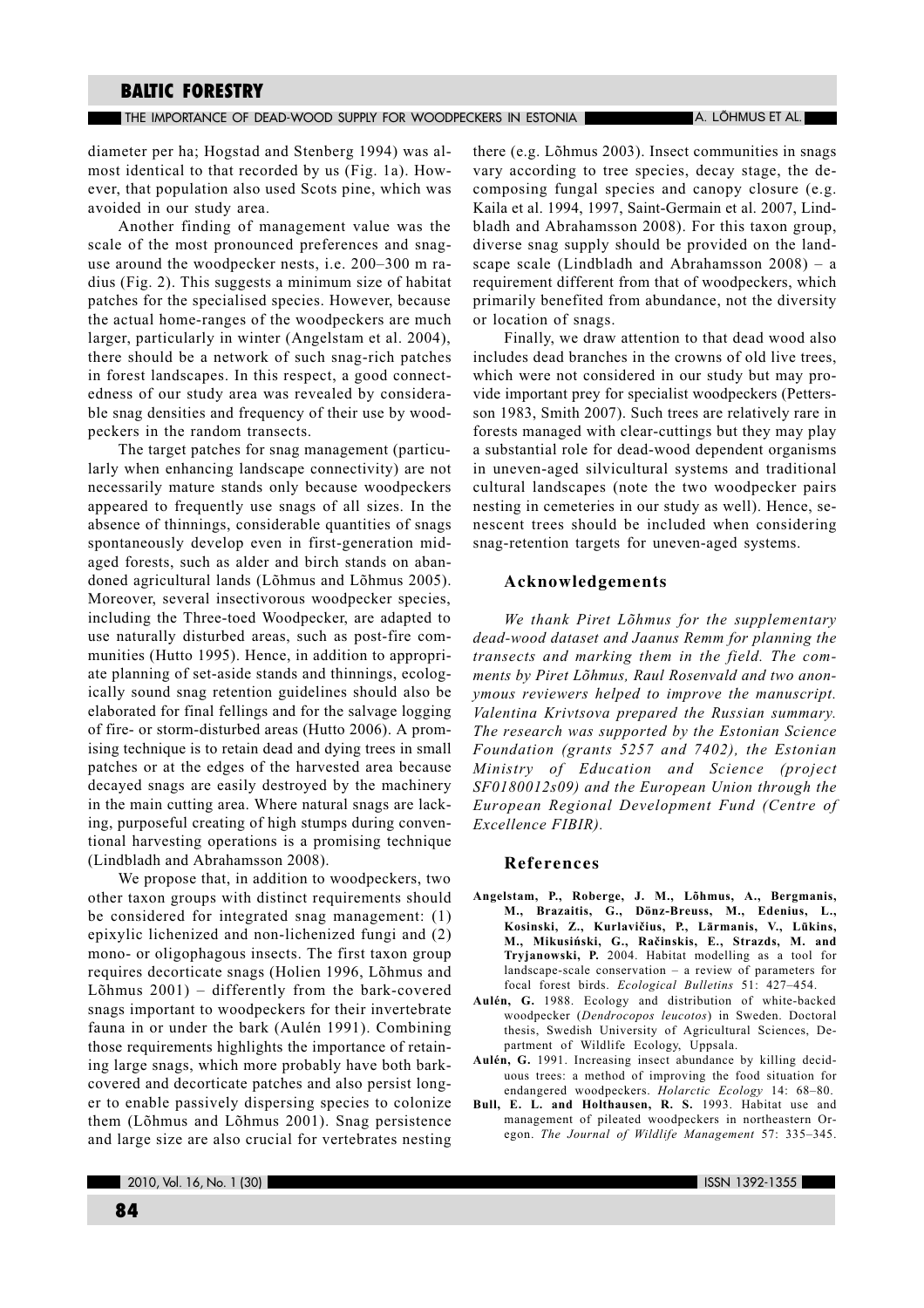diameter per ha; Hogstad and Stenberg 1994) was almost identical to that recorded by us (Fig. 1a). However, that population also used Scots pine, which was avoided in our study area.

Another finding of management value was the scale of the most pronounced preferences and snag-use around the woodpecker nests, i.e. 200–300 m radius (Fig. 2). This suggests a minimum size of habitat patches for the specialised species. However, because the actual home-ranges of the woodpeckers are much larger, particularly in winter (Angelstam et al. 2004), there should be a network of such snag-rich patches in forest landscapes. In this respect, a good connectedness of our study area was revealed by considerable snag densities and frequency of their use by woodpeckers in the random transects.

The target patches for snag management (particularly when enhancing landscape connectivity) are not necessarily mature stands only because woodpeckers appeared to frequently use snags of all sizes. In the absence of thinnings, considerable quantities of snags spontaneously develop even in first-generation mid-aged forests, such as alder and birch stands on abandoned agricultural lands (Lõhmus and Lõhmus 2005). Moreover, several insectivorous woodpecker species, including the Three-toed Woodpecker, are adapted to use naturally disturbed areas, such as post-fire communities (Hutto 1995). Hence, in addition to appropriate planning of set-aside stands and thinnings, ecologically sound snag retention guidelines should also be elaborated for final fellings and for the salvage logging of fire- or storm-disturbed areas (Hutto 2006). A promising technique is to retain dead and dying trees in small patches or at the edges of the harvested area because decayed snags are easily destroyed by the machinery in the main cutting area. Where natural snags are lacking, purposeful creating of high stumps during conventional harvesting operations is a promising technique (Lindbladh and Abrahamsson 2008).

We propose that, in addition to woodpeckers, two other taxon groups with distinct requirements should be considered for integrated snag management: (1) epixylic lichenized and non-lichenized fungi and (2) mono- or oligophagous insects. The first taxon group requires decorticate snags (Holien 1996, Lõhmus and Lõhmus 2001) – differently from the bark-covered snags important to woodpeckers for their invertebrate fauna in or under the bark (Aulén 1991). Combining those requirements highlights the importance of retaining large snags, which more probably have both bark-covered and decorticate patches and also persist longer to enable passively dispersing species to colonize them (Lõhmus and Lõhmus 2001). Snag persistence and large size are also crucial for vertebrates nesting there (e.g. Lõhmus 2003). Insect communities in snags vary according to tree species, decay stage, the decomposing fungal species and canopy closure (e.g. Kaila et al. 1994, 1997, Saint-Germain et al. 2007, Lindbladh and Abrahamsson 2008). For this taxon group, diverse snag supply should be provided on the landscape scale (Lindbladh and Abrahamsson 2008) – a requirement different from that of woodpeckers, which primarily benefited from abundance, not the diversity or location of snags.

Finally, we draw attention to that dead wood also includes dead branches in the crowns of old live trees, which were not considered in our study but may provide important prey for specialist woodpeckers (Pettersson 1983, Smith 2007). Such trees are relatively rare in forests managed with clear-cuttings but they may play a substantial role for dead-wood dependent organisms in uneven-aged silvicultural systems and traditional cultural landscapes (note the two woodpecker pairs nesting in cemeteries in our study as well). Hence, senescent trees should be included when considering snag-retention targets for uneven-aged systems.

## Acknowledgements

*We thank Piret Lõhmus for the supplementary dead-wood dataset and Jaanus Remm for planning the transects and marking them in the field. The comments by Piret Lõhmus, Raul Rosenvald and two anonymous reviewers helped to improve the manuscript. Valentina Krivtsova prepared the Russian summary. The research was supported by the Estonian Science Foundation (grants 5257 and 7402), the Estonian Ministry of Education and Science (project SF0180012s09) and the European Union through the European Regional Development Fund (Centre of Excellence FIBIR).*

## References

**Angelstam, P., Roberge, J. M., Lõhmus, A., Bergmanis, M., Brazaitis, G., Dönz-Breuss, M., Edenius, L., Kosinski, Z., Kurlavičius, P., Lārmanis, V., Lūkins, M., Mikusiński, G., Račinskis, E., Strazds, M. and Tryjanowski, P.** 2004. Habitat modelling as a tool for landscape-scale conservation – a review of parameters for focal forest birds. *Ecological Bulletins* 51: 427–454.

**Aulén, G.** 1988. Ecology and distribution of white-backed woodpecker (*Dendrocopos leucotos*) in Sweden. Doctoral thesis, Swedish University of Agricultural Sciences, Department of Wildlife Ecology, Uppsala.

**Aulén, G.** 1991. Increasing insect abundance by killing deciduous trees: a method of improving the food situation for endangered woodpeckers. *Holarctic Ecology* 14: 68–80.

**Bull, E. L. and Holthausen, R. S.** 1993. Habitat use and management of pileated woodpeckers in northeastern Oregon. *The Journal of Wildlife Management* 57: 335–345.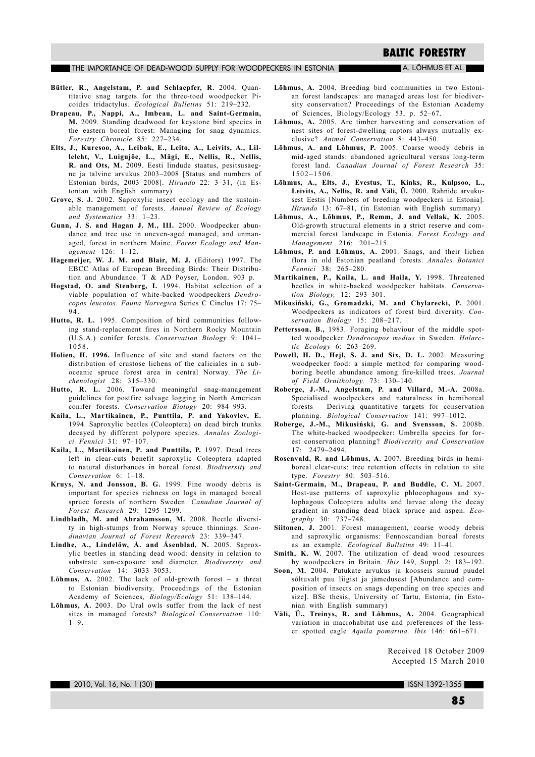**Bütler, R., Angelstam, P. and Schlaepfer, R.** 2004. Quantitative snag targets for the three-toed woodpecker Picoides tridactylus. *Ecological Bulletins* 51: 219–232.

**Drapeau, P., Nappi, A., Imbeau, L. and Saint-Germain, M.** 2009. Standing deadwood for keystone bird species in the eastern boreal forest: Managing for snag dynamics. *Forestry Chronicle* 85: 227–234.

**Elts, J., Kuresoo, A., Leibak, E., Leito, A., Leivits, A., Lilleleht, V., Luigujõe, L., Mägi, E., Nellis, R., Nellis, R. and Ots, M.** 2009. Eesti lindude staatus, pesitsusaegne ja talvine arvukus 2003–2008 [Status and numbers of Estonian birds, 2003–2008]. *Hirundo* 22: 3–31, (in Estonian with English summary)

**Grove, S. J.** 2002. Saproxylic insect ecology and the sustainable management of forests. *Annual Review of Ecology and Systematics* 33: 1–23.

**Gunn, J. S. and Hagan J. M., III.** 2000. Woodpecker abundance and tree use in uneven-aged managed, and unmanaged, forest in northern Maine. *Forest Ecology and Management* 126: 1–12.

**Hagemeijer, W. J. M. and Blair, M. J.** (Editors) 1997. The EBCC Atlas of European Breeding Birds: Their Distribution and Abundance. T & AD Poyser, London. 903 p.

**Hogstad, O. and Stenberg, I.** 1994. Habitat selection of a viable population of white-backed woodpeckers *Dendrocopos leucotos*. *Fauna Norvegica* Series C Cinclus 17: 75–94.

**Hutto, R. L.** 1995. Composition of bird communities following stand-replacement fires in Northern Rocky Mountain (U.S.A.) conifer forests. *Conservation Biology* 9: 1041–1058.

**Holien, H. 1996.** Influence of site and stand factors on the distribution of crustose lichens of the caliciales in a suboceanic spruce forest area in central Norway. *The Lichenologist* 28: 315–330.

**Hutto, R. L.** 2006. Toward meaningful snag-management guidelines for postfire salvage logging in North American conifer forests. *Conservation Biology* 20: 984–993.

**Kaila, L., Martikainen, P., Punttila, P. and Yakovlev, E.** 1994. Saproxylic beetles (Coleoptera) on dead birch trunks decayed by different polypore species. *Annales Zoologici Fennici* 31: 97–107.

**Kaila, L., Martikainen, P. and Punttila, P.** 1997. Dead trees left in clear-cuts benefit saproxylic Coleoptera adapted to natural disturbances in boreal forest. *Biodiversity and Conservation* 6: 1–18.

**Kruys, N. and Jonsson, B. G.** 1999. Fine woody debris is important for species richness on logs in managed boreal spruce forests of northern Sweden. *Canadian Journal of Forest Research* 29: 1295–1299.

**Lindbladh, M. and Abrahamsson, M.** 2008. Beetle diversity in high-stumps from Norway spruce thinnings. *Scandinavian Journal of Forest Research* 23: 339–347.

**Lindhe, A., Lindelöw, Å. and Åsenblad, N.** 2005. Saproxylic beetles in standing dead wood: density in relation to substrate sun-exposure and diameter. *Biodiversity and Conservation* 14: 3033–3053.

**Lõhmus, A.** 2002. The lack of old-growth forest – a threat to Estonian biodiversity. Proceedings of the Estonian Academy of Sciences, *Biology/Ecology* 51: 138–144.

**Lõhmus, A.** 2003. Do Ural owls suffer from the lack of nest sites in managed forests? *Biological Conservation* 110: 1–9.

**Lõhmus, A.** 2004. Breeding bird communities in two Estonian forest landscapes: are managed areas lost for biodiversity conservation? Proceedings of the Estonian Academy of Sciences, Biology/Ecology 53, p. 52–67.

**Lõhmus, A.** 2005. Are timber harvesting and conservation of nest sites of forest-dwelling raptors always mutually exclusive? *Animal Conservation* 8: 443–450.

**Lõhmus, A. and Lõhmus, P.** 2005. Coarse woody debris in mid-aged stands: abandoned agricultural versus long-term forest land. *Canadian Journal of Forest Research* 35: 1502–1506.

**Lõhmus, A., Elts, J., Evestus, T., Kinks, R., Kulpsoo, L., Leivits, A., Nellis, R. and Väli, Ü.** 2000. Rähnide arvukusest Eestis [Numbers of breeding woodpeckers in Estonia]. *Hirundo* 13: 67–81, (in Estonian with English summary)

**Lõhmus, A., Lõhmus, P., Remm, J. and Vellak, K.** 2005. Old-growth structural elements in a strict reserve and commercial forest landscape in Estonia. *Forest Ecology and Management* 216: 201–215.

**Lõhmus, P. and Lõhmus, A.** 2001. Snags, and their lichen flora in old Estonian peatland forests. *Annales Botanici Fennici* 38: 265–280.

**Martikainen, P., Kaila, L. and Haila, Y.** 1998. Threatened beetles in white-backed woodpecker habitats. *Conservation Biology,* 12: 293–301.

**Mikusiński, G., Gromadzki, M. and Chylarecki, P.** 2001. Woodpeckers as indicators of forest bird diversity. *Conservation Biology* 15: 208–217.

**Pettersson, B.,** 1983. Foraging behaviour of the middle spotted woodpecker *Dendrocopos medius* in Sweden. *Holarctic Ecology* 6: 263–269.

**Powell, H. D., Hejl, S. J. and Six, D. L.** 2002. Measuring woodpecker food: a simple method for comparing wood-boring beetle abundance among fire-killed trees. *Journal of Field Ornithology,* 73: 130–140.

**Roberge, J.-M., Angelstam, P. and Villard, M.-A.** 2008a. Specialised woodpeckers and naturalness in hemiboreal forests – Deriving quantitative targets for conservation planning. *Biological Conservation* 141: 997–1012.

**Roberge, J.-M., Mikusiński, G. and Svensson, S.** 2008b. The white-backed woodpecker: Umbrella species for forest conservation planning? *Biodiversity and Conservation* 17: 2479–2494.

**Rosenvald, R. and Lõhmus, A.** 2007. Breeding birds in hemiboreal clear-cuts: tree retention effects in relation to site type. *Forestry* 80: 503–516.

**Saint-Germain, M., Drapeau, P. and Buddle, C. M.** 2007. Host-use patterns of saproxylic phloeophagous and xylophagous Coleoptera adults and larvae along the decay gradient in standing dead black spruce and aspen. *Ecography* 30: 737–748.

**Siitonen, J.** 2001. Forest management, coarse woody debris and saproxylic organisms: Fennoscandian boreal forests as an example. *Ecological Bulletins* 49: 11–41.

**Smith, K. W.** 2007. The utilization of dead wood resources by woodpeckers in Britain. *Ibis* 149, Suppl. 2: 183–192.

**Soon, M.** 2004. Putukate arvukus ja koosseis surnud puudel sõltuvalt puu liigist ja jämedusest [Abundance and composition of insects on snags depending on tree species and size]. BSc thesis, University of Tartu, Estonia, (in Estonian with English summary)

**Väli, Ü., Treinys, R. and Lõhmus, A.** 2004. Geographical variation in macrohabitat use and preferences of the lesser spotted eagle *Aquila pomarina*. *Ibis* 146: 661–671.

Received 18 October 2009
Accepted 15 March 2010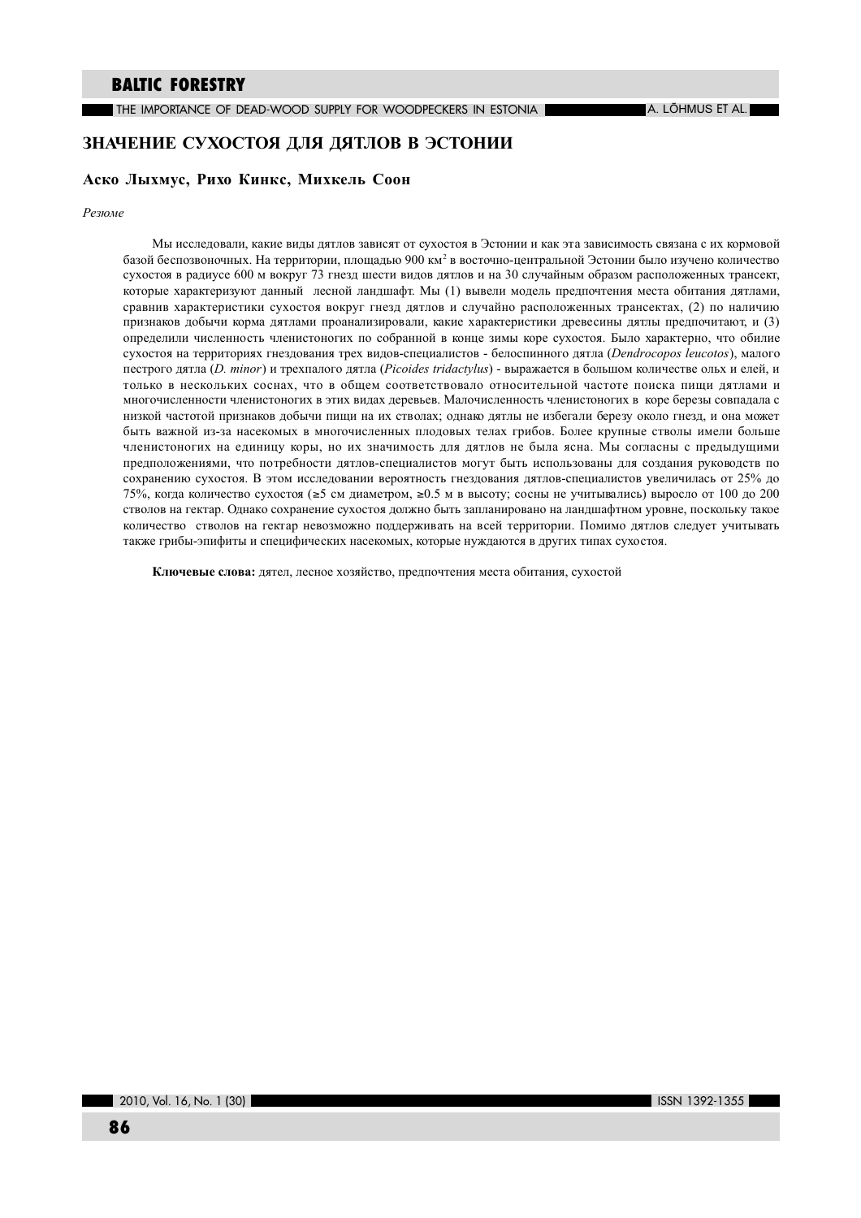## ЗНАЧЕНИЕ СУХОСТОЯ ДЛЯ ДЯТЛОВ В ЭСТОНИИ

### Аско Лыхмус, Рихо Кинкс, Михкель Соон

*Резюме*

Мы исследовали, какие виды дятлов зависят от сухостоя в Эстонии и как эта зависимость связана с их кормовой базой беспозвоночных. На территории, площадью 900 км$^2$ в восточно-центральной Эстонии было изучено количество сухостоя в радиусе 600 м вокруг 73 гнезд шести видов дятлов и на 30 случайным образом расположенных трансект, которые характеризуют данный лесной ландшафт. Мы (1) вывели модель предпочтения места обитания дятлами, сравнив характеристики сухостоя вокруг гнезд дятлов и случайно расположенных трансектах, (2) по наличию признаков добычи корма дятлами проанализировали, какие характеристики древесины дятлы предпочитают, и (3) определили численность членистоногих по собранной в конце зимы коре сухостоя. Было характерно, что обилие сухостоя на территориях гнездования трех видов-специалистов - белоспинного дятла (*Dendrocopos leucotos*), малого пестрого дятла (*D. minor*) и трехпалого дятла (*Picoides tridactylus*) - выражается в большом количестве ольх и елей, и только в нескольких соснах, что в общем соответствовало относительной частоте поиска пищи дятлами и многочисленности членистоногих в этих видах деревьев. Малочисленность членистоногих в коре березы совпадала с низкой частотой признаков добычи пищи на их стволах; однако дятлы не избегали березу около гнезд, и она может быть важной из-за насекомых в многочисленных плодовых телах грибов. Более крупные стволы имели больше членистоногих на единицу коры, но их значимость для дятлов не была ясна. Мы согласны с предыдущими предположениями, что потребности дятлов-специалистов могут быть использованы для создания руководств по сохранению сухостоя. В этом исследовании вероятность гнездования дятлов-специалистов увеличилась от 25% до 75%, когда количество сухостоя (≥5 см диаметром, ≥0.5 м в высоту; сосны не учитывались) выросло от 100 до 200 стволов на гектар. Однако сохранение сухостоя должно быть запланировано на ландшафтном уровне, поскольку такое количество стволов на гектар невозможно поддерживать на всей территории. Помимо дятлов следует учитывать также грибы-эпифиты и специфических насекомых, которые нуждаются в других типах сухостоя.

**Ключевые слова:** дятел, лесное хозяйство, предпочтения места обитания, сухостой